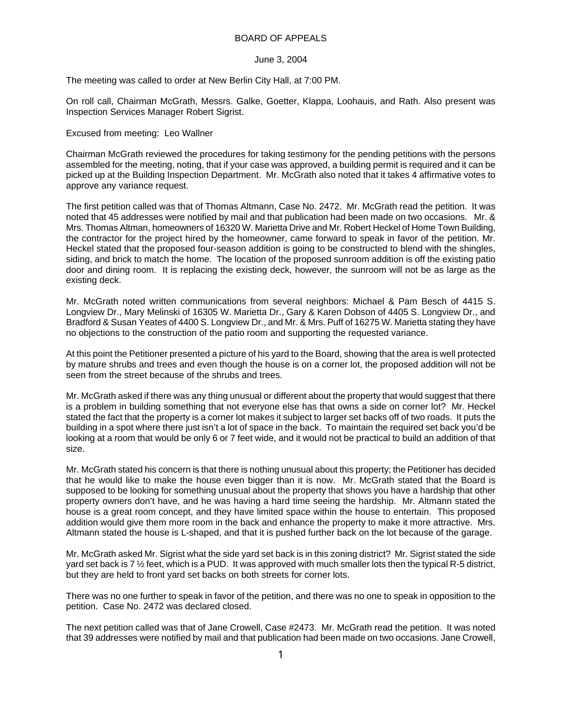# BOARD OF APPEALS

June 3, 2004

The meeting was called to order at New Berlin City Hall, at 7:00 PM.

On roll call, Chairman McGrath, Messrs. Galke, Goetter, Klappa, Loohauis, and Rath. Also present was Inspection Services Manager Robert Sigrist.

Excused from meeting: Leo Wallner

Chairman McGrath reviewed the procedures for taking testimony for the pending petitions with the persons assembled for the meeting, noting, that if your case was approved, a building permit is required and it can be picked up at the Building Inspection Department. Mr. McGrath also noted that it takes 4 affirmative votes to approve any variance request.

The first petition called was that of Thomas Altmann, Case No. 2472. Mr. McGrath read the petition. It was noted that 45 addresses were notified by mail and that publication had been made on two occasions. Mr. & Mrs. Thomas Altman, homeowners of 16320 W. Marietta Drive and Mr. Robert Heckel of Home Town Building, the contractor for the project hired by the homeowner, came forward to speak in favor of the petition. Mr. Heckel stated that the proposed four-season addition is going to be constructed to blend with the shingles, siding, and brick to match the home. The location of the proposed sunroom addition is off the existing patio door and dining room. It is replacing the existing deck, however, the sunroom will not be as large as the existing deck.

Mr. McGrath noted written communications from several neighbors: Michael & Pam Besch of 4415 S. Longview Dr., Mary Melinski of 16305 W. Marietta Dr., Gary & Karen Dobson of 4405 S. Longview Dr., and Bradford & Susan Yeates of 4400 S. Longview Dr., and Mr. & Mrs. Puff of 16275 W. Marietta stating they have no objections to the construction of the patio room and supporting the requested variance.

At this point the Petitioner presented a picture of his yard to the Board, showing that the area is well protected by mature shrubs and trees and even though the house is on a corner lot, the proposed addition will not be seen from the street because of the shrubs and trees.

Mr. McGrath asked if there was any thing unusual or different about the property that would suggest that there is a problem in building something that not everyone else has that owns a side on corner lot? Mr. Heckel stated the fact that the property is a corner lot makes it subject to larger set backs off of two roads. It puts the building in a spot where there just isn't a lot of space in the back. To maintain the required set back you'd be looking at a room that would be only 6 or 7 feet wide, and it would not be practical to build an addition of that size.

Mr. McGrath stated his concern is that there is nothing unusual about this property; the Petitioner has decided that he would like to make the house even bigger than it is now. Mr. McGrath stated that the Board is supposed to be looking for something unusual about the property that shows you have a hardship that other property owners don't have, and he was having a hard time seeing the hardship. Mr. Altmann stated the house is a great room concept, and they have limited space within the house to entertain. This proposed addition would give them more room in the back and enhance the property to make it more attractive. Mrs. Altmann stated the house is L-shaped, and that it is pushed further back on the lot because of the garage.

Mr. McGrath asked Mr. Sigrist what the side yard set back is in this zoning district? Mr. Sigrist stated the side yard set back is 7 ½ feet, which is a PUD. It was approved with much smaller lots then the typical R-5 district, but they are held to front yard set backs on both streets for corner lots.

There was no one further to speak in favor of the petition, and there was no one to speak in opposition to the petition. Case No. 2472 was declared closed.

The next petition called was that of Jane Crowell, Case #2473. Mr. McGrath read the petition. It was noted that 39 addresses were notified by mail and that publication had been made on two occasions. Jane Crowell,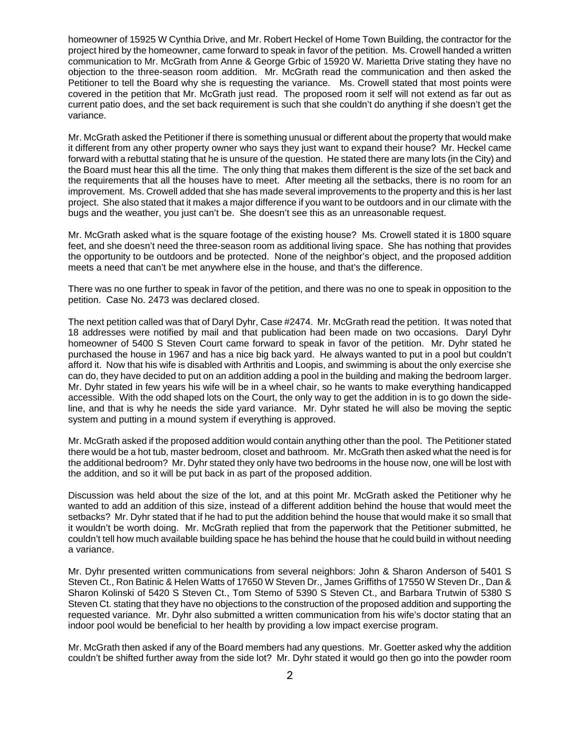homeowner of 15925 W Cynthia Drive, and Mr. Robert Heckel of Home Town Building, the contractor for the project hired by the homeowner, came forward to speak in favor of the petition. Ms. Crowell handed a written communication to Mr. McGrath from Anne & George Grbic of 15920 W. Marietta Drive stating they have no objection to the three-season room addition. Mr. McGrath read the communication and then asked the Petitioner to tell the Board why she is requesting the variance. Ms. Crowell stated that most points were covered in the petition that Mr. McGrath just read. The proposed room it self will not extend as far out as current patio does, and the set back requirement is such that she couldn't do anything if she doesn't get the variance.

Mr. McGrath asked the Petitioner if there is something unusual or different about the property that would make it different from any other property owner who says they just want to expand their house? Mr. Heckel came forward with a rebuttal stating that he is unsure of the question. He stated there are many lots (in the City) and the Board must hear this all the time. The only thing that makes them different is the size of the set back and the requirements that all the houses have to meet. After meeting all the setbacks, there is no room for an improvement. Ms. Crowell added that she has made several improvements to the property and this is her last project. She also stated that it makes a major difference if you want to be outdoors and in our climate with the bugs and the weather, you just can't be. She doesn't see this as an unreasonable request.

Mr. McGrath asked what is the square footage of the existing house? Ms. Crowell stated it is 1800 square feet, and she doesn't need the three-season room as additional living space. She has nothing that provides the opportunity to be outdoors and be protected. None of the neighbor's object, and the proposed addition meets a need that can't be met anywhere else in the house, and that's the difference.

There was no one further to speak in favor of the petition, and there was no one to speak in opposition to the petition. Case No. 2473 was declared closed.

The next petition called was that of Daryl Dyhr, Case #2474. Mr. McGrath read the petition. It was noted that 18 addresses were notified by mail and that publication had been made on two occasions. Daryl Dyhr homeowner of 5400 S Steven Court came forward to speak in favor of the petition. Mr. Dyhr stated he purchased the house in 1967 and has a nice big back yard. He always wanted to put in a pool but couldn't afford it. Now that his wife is disabled with Arthritis and Loopis, and swimming is about the only exercise she can do, they have decided to put on an addition adding a pool in the building and making the bedroom larger. Mr. Dyhr stated in few years his wife will be in a wheel chair, so he wants to make everything handicapped accessible. With the odd shaped lots on the Court, the only way to get the addition in is to go down the side-line, and that is why he needs the side yard variance. Mr. Dyhr stated he will also be moving the septic system and putting in a mound system if everything is approved.

Mr. McGrath asked if the proposed addition would contain anything other than the pool. The Petitioner stated there would be a hot tub, master bedroom, closet and bathroom. Mr. McGrath then asked what the need is for the additional bedroom? Mr. Dyhr stated they only have two bedrooms in the house now, one will be lost with the addition, and so it will be put back in as part of the proposed addition.

Discussion was held about the size of the lot, and at this point Mr. McGrath asked the Petitioner why he wanted to add an addition of this size, instead of a different addition behind the house that would meet the setbacks? Mr. Dyhr stated that if he had to put the addition behind the house that would make it so small that it wouldn't be worth doing. Mr. McGrath replied that from the paperwork that the Petitioner submitted, he couldn't tell how much available building space he has behind the house that he could build in without needing a variance.

Mr. Dyhr presented written communications from several neighbors: John & Sharon Anderson of 5401 S Steven Ct., Ron Batinic & Helen Watts of 17650 W Steven Dr., James Griffiths of 17550 W Steven Dr., Dan & Sharon Kolinski of 5420 S Steven Ct., Tom Stemo of 5390 S Steven Ct., and Barbara Trutwin of 5380 S Steven Ct. stating that they have no objections to the construction of the proposed addition and supporting the requested variance. Mr. Dyhr also submitted a written communication from his wife's doctor stating that an indoor pool would be beneficial to her health by providing a low impact exercise program.

Mr. McGrath then asked if any of the Board members had any questions. Mr. Goetter asked why the addition couldn't be shifted further away from the side lot? Mr. Dyhr stated it would go then go into the powder room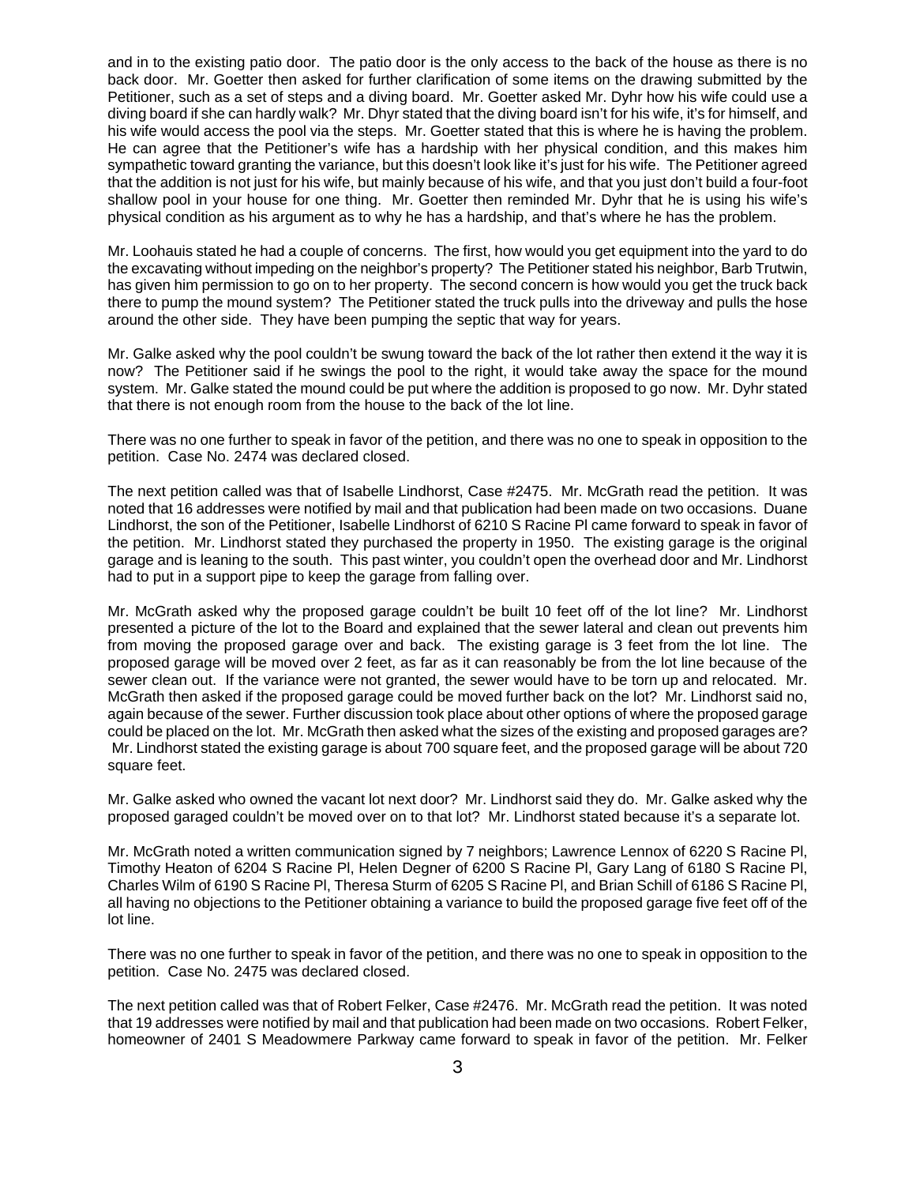and in to the existing patio door. The patio door is the only access to the back of the house as there is no back door. Mr. Goetter then asked for further clarification of some items on the drawing submitted by the Petitioner, such as a set of steps and a diving board. Mr. Goetter asked Mr. Dyhr how his wife could use a diving board if she can hardly walk? Mr. Dhyr stated that the diving board isn't for his wife, it's for himself, and his wife would access the pool via the steps. Mr. Goetter stated that this is where he is having the problem. He can agree that the Petitioner's wife has a hardship with her physical condition, and this makes him sympathetic toward granting the variance, but this doesn't look like it's just for his wife. The Petitioner agreed that the addition is not just for his wife, but mainly because of his wife, and that you just don't build a four-foot shallow pool in your house for one thing. Mr. Goetter then reminded Mr. Dyhr that he is using his wife's physical condition as his argument as to why he has a hardship, and that's where he has the problem.

Mr. Loohauis stated he had a couple of concerns. The first, how would you get equipment into the yard to do the excavating without impeding on the neighbor's property? The Petitioner stated his neighbor, Barb Trutwin, has given him permission to go on to her property. The second concern is how would you get the truck back there to pump the mound system? The Petitioner stated the truck pulls into the driveway and pulls the hose around the other side. They have been pumping the septic that way for years.

Mr. Galke asked why the pool couldn't be swung toward the back of the lot rather then extend it the way it is now? The Petitioner said if he swings the pool to the right, it would take away the space for the mound system. Mr. Galke stated the mound could be put where the addition is proposed to go now. Mr. Dyhr stated that there is not enough room from the house to the back of the lot line.

There was no one further to speak in favor of the petition, and there was no one to speak in opposition to the petition. Case No. 2474 was declared closed.

The next petition called was that of Isabelle Lindhorst, Case #2475. Mr. McGrath read the petition. It was noted that 16 addresses were notified by mail and that publication had been made on two occasions. Duane Lindhorst, the son of the Petitioner, Isabelle Lindhorst of 6210 S Racine Pl came forward to speak in favor of the petition. Mr. Lindhorst stated they purchased the property in 1950. The existing garage is the original garage and is leaning to the south. This past winter, you couldn't open the overhead door and Mr. Lindhorst had to put in a support pipe to keep the garage from falling over.

Mr. McGrath asked why the proposed garage couldn't be built 10 feet off of the lot line? Mr. Lindhorst presented a picture of the lot to the Board and explained that the sewer lateral and clean out prevents him from moving the proposed garage over and back. The existing garage is 3 feet from the lot line. The proposed garage will be moved over 2 feet, as far as it can reasonably be from the lot line because of the sewer clean out. If the variance were not granted, the sewer would have to be torn up and relocated. Mr. McGrath then asked if the proposed garage could be moved further back on the lot? Mr. Lindhorst said no, again because of the sewer. Further discussion took place about other options of where the proposed garage could be placed on the lot. Mr. McGrath then asked what the sizes of the existing and proposed garages are? Mr. Lindhorst stated the existing garage is about 700 square feet, and the proposed garage will be about 720 square feet.

Mr. Galke asked who owned the vacant lot next door? Mr. Lindhorst said they do. Mr. Galke asked why the proposed garaged couldn't be moved over on to that lot? Mr. Lindhorst stated because it's a separate lot.

Mr. McGrath noted a written communication signed by 7 neighbors; Lawrence Lennox of 6220 S Racine Pl, Timothy Heaton of 6204 S Racine Pl, Helen Degner of 6200 S Racine Pl, Gary Lang of 6180 S Racine Pl, Charles Wilm of 6190 S Racine Pl, Theresa Sturm of 6205 S Racine Pl, and Brian Schill of 6186 S Racine Pl, all having no objections to the Petitioner obtaining a variance to build the proposed garage five feet off of the lot line.

There was no one further to speak in favor of the petition, and there was no one to speak in opposition to the petition. Case No. 2475 was declared closed.

The next petition called was that of Robert Felker, Case #2476. Mr. McGrath read the petition. It was noted that 19 addresses were notified by mail and that publication had been made on two occasions. Robert Felker, homeowner of 2401 S Meadowmere Parkway came forward to speak in favor of the petition. Mr. Felker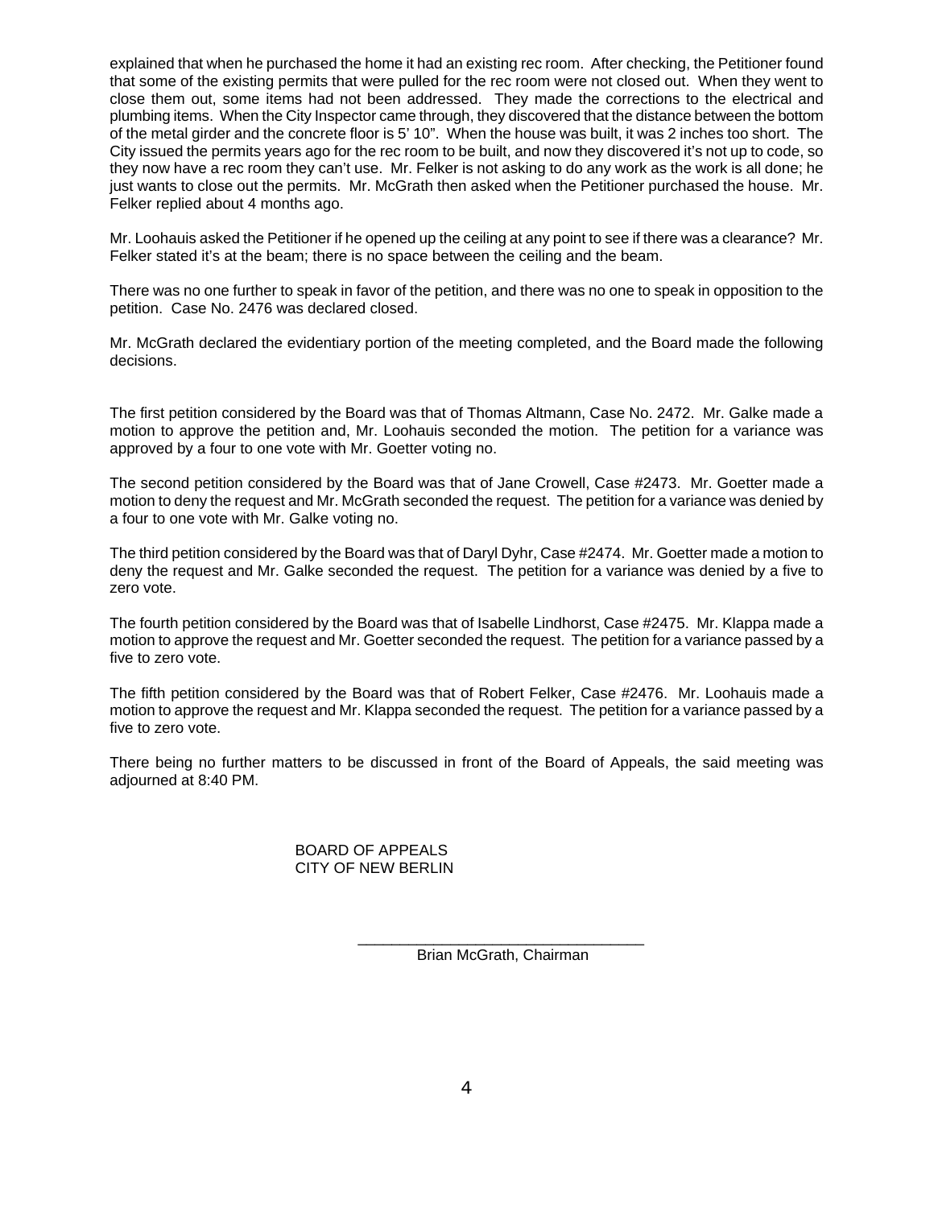explained that when he purchased the home it had an existing rec room. After checking, the Petitioner found that some of the existing permits that were pulled for the rec room were not closed out. When they went to close them out, some items had not been addressed. They made the corrections to the electrical and plumbing items. When the City Inspector came through, they discovered that the distance between the bottom of the metal girder and the concrete floor is 5' 10". When the house was built, it was 2 inches too short. The City issued the permits years ago for the rec room to be built, and now they discovered it's not up to code, so they now have a rec room they can't use. Mr. Felker is not asking to do any work as the work is all done; he just wants to close out the permits. Mr. McGrath then asked when the Petitioner purchased the house. Mr. Felker replied about 4 months ago.

Mr. Loohauis asked the Petitioner if he opened up the ceiling at any point to see if there was a clearance? Mr. Felker stated it's at the beam; there is no space between the ceiling and the beam.

There was no one further to speak in favor of the petition, and there was no one to speak in opposition to the petition. Case No. 2476 was declared closed.

Mr. McGrath declared the evidentiary portion of the meeting completed, and the Board made the following decisions.

The first petition considered by the Board was that of Thomas Altmann, Case No. 2472. Mr. Galke made a motion to approve the petition and, Mr. Loohauis seconded the motion. The petition for a variance was approved by a four to one vote with Mr. Goetter voting no.

The second petition considered by the Board was that of Jane Crowell, Case #2473. Mr. Goetter made a motion to deny the request and Mr. McGrath seconded the request. The petition for a variance was denied by a four to one vote with Mr. Galke voting no.

The third petition considered by the Board was that of Daryl Dyhr, Case #2474. Mr. Goetter made a motion to deny the request and Mr. Galke seconded the request. The petition for a variance was denied by a five to zero vote.

The fourth petition considered by the Board was that of Isabelle Lindhorst, Case #2475. Mr. Klappa made a motion to approve the request and Mr. Goetter seconded the request. The petition for a variance passed by a five to zero vote.

The fifth petition considered by the Board was that of Robert Felker, Case #2476. Mr. Loohauis made a motion to approve the request and Mr. Klappa seconded the request. The petition for a variance passed by a five to zero vote.

There being no further matters to be discussed in front of the Board of Appeals, the said meeting was adjourned at 8:40 PM.

BOARD OF APPEALS
CITY OF NEW BERLIN

\_\_\_\_\_\_\_\_\_\_\_\_\_\_\_\_\_\_\_\_\_\_\_\_\_\_\_\_\_\_\_\_\_\_
Brian McGrath, Chairman